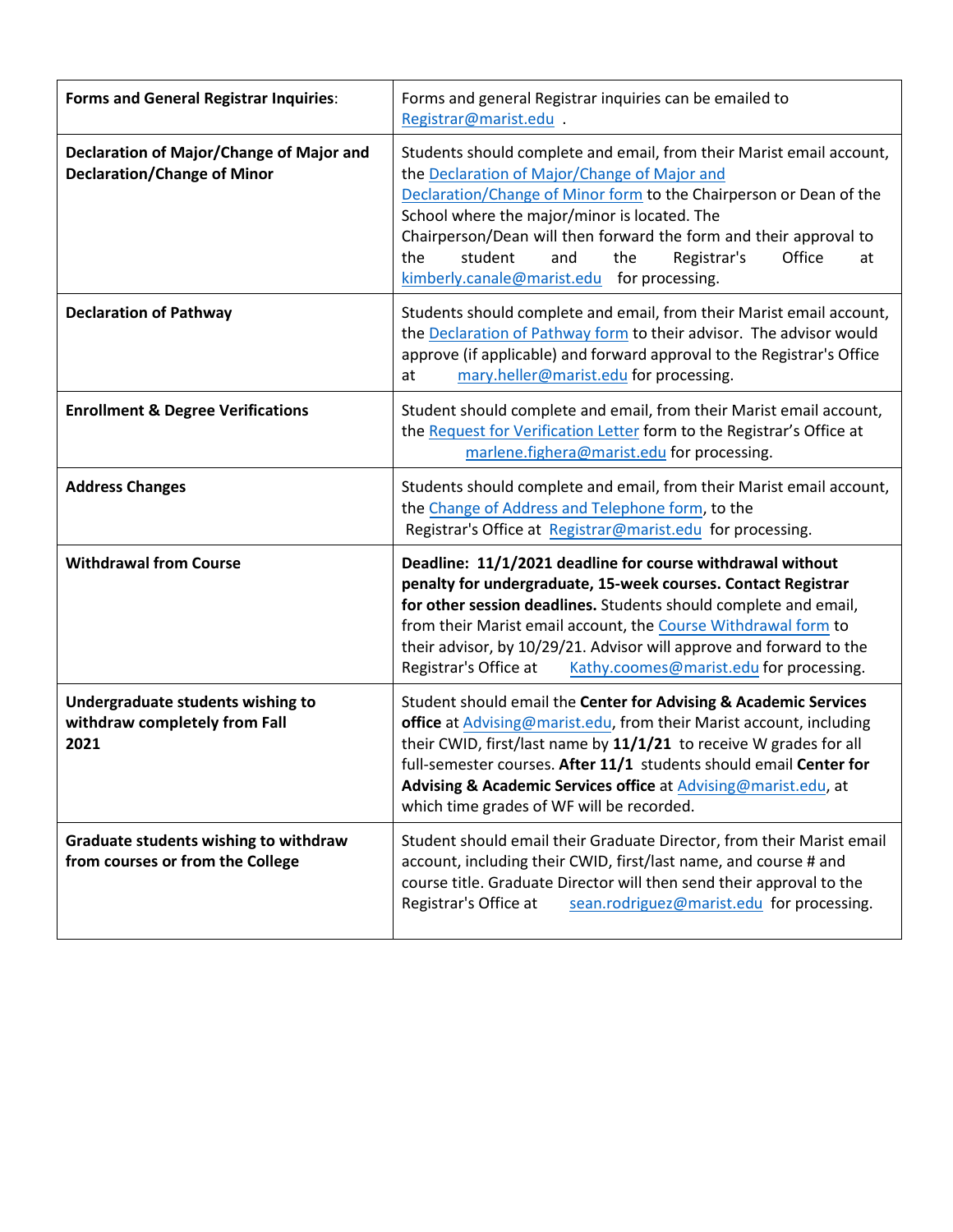| **Forms and General Registrar Inquiries**: | Forms and general Registrar inquiries can be emailed to Registrar@marist.edu . |
|---|---|
| **Declaration of Major/Change of Major and Declaration/Change of Minor** | Students should complete and email, from their Marist email account, the Declaration of Major/Change of Major and Declaration/Change of Minor form to the Chairperson or Dean of the School where the major/minor is located. The Chairperson/Dean will then forward the form and their approval to the student and the Registrar's Office at kimberly.canale@marist.edu for processing. |
| **Declaration of Pathway** | Students should complete and email, from their Marist email account, the Declaration of Pathway form to their advisor. The advisor would approve (if applicable) and forward approval to the Registrar's Office at mary.heller@marist.edu for processing. |
| **Enrollment & Degree Verifications** | Student should complete and email, from their Marist email account, the Request for Verification Letter form to the Registrar's Office at marlene.fighera@marist.edu for processing. |
| **Address Changes** | Students should complete and email, from their Marist email account, the Change of Address and Telephone form, to the Registrar's Office at Registrar@marist.edu for processing. |
| **Withdrawal from Course** | **Deadline: 11/1/2021 deadline for course withdrawal without penalty for undergraduate, 15-week courses. Contact Registrar for other session deadlines.** Students should complete and email, from their Marist email account, the Course Withdrawal form to their advisor, by 10/29/21. Advisor will approve and forward to the Registrar's Office at Kathy.coomes@marist.edu for processing. |
| **Undergraduate students wishing to withdraw completely from Fall 2021** | Student should email the **Center for Advising & Academic Services office** at Advising@marist.edu, from their Marist account, including their CWID, first/last name by **11/1/21** to receive W grades for all full-semester courses. **After 11/1** students should email **Center for Advising & Academic Services office** at Advising@marist.edu, at which time grades of WF will be recorded. |
| **Graduate students wishing to withdraw from courses or from the College** | Student should email their Graduate Director, from their Marist email account, including their CWID, first/last name, and course # and course title. Graduate Director will then send their approval to the Registrar's Office at sean.rodriguez@marist.edu for processing. |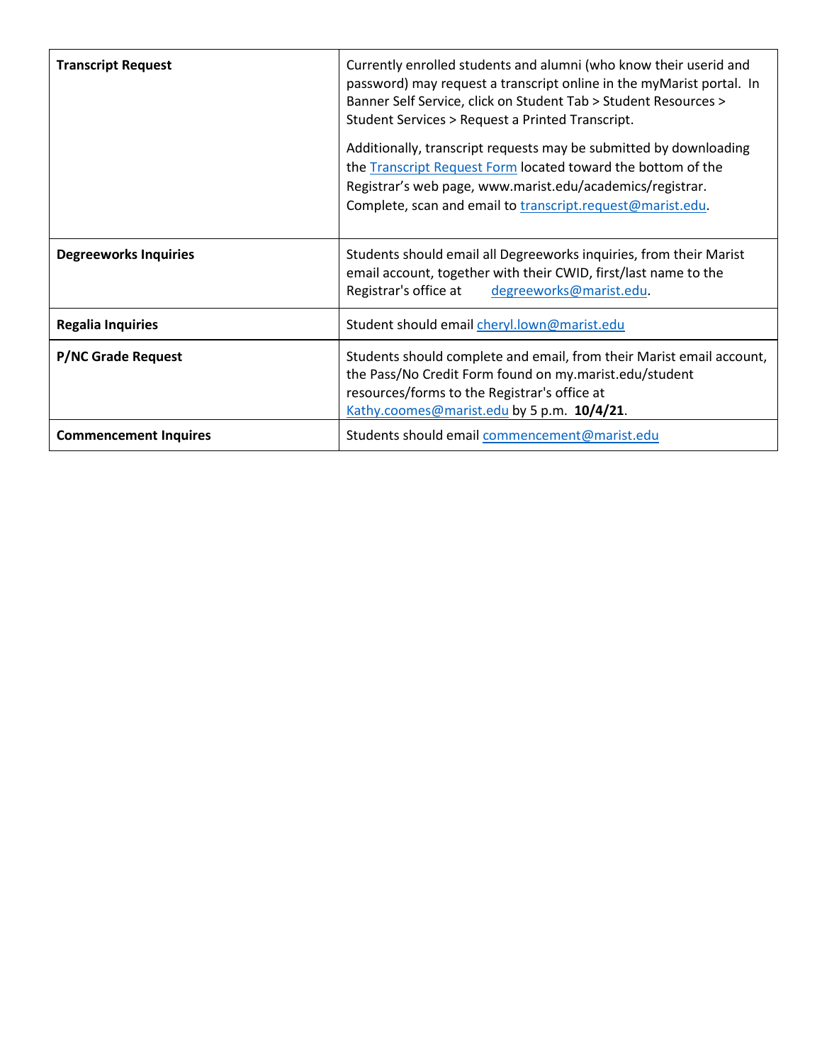| | |
|---|---|
| **Transcript Request** | Currently enrolled students and alumni (who know their userid and password) may request a transcript online in the myMarist portal. In Banner Self Service, click on Student Tab > Student Resources > Student Services > Request a Printed Transcript.<br><br>Additionally, transcript requests may be submitted by downloading the Transcript Request Form located toward the bottom of the Registrar's web page, www.marist.edu/academics/registrar. Complete, scan and email to transcript.request@marist.edu. |
| **Degreeworks Inquiries** | Students should email all Degreeworks inquiries, from their Marist email account, together with their CWID, first/last name to the Registrar's office at degreeworks@marist.edu. |
| **Regalia Inquiries** | Student should email cheryl.lown@marist.edu |
| **P/NC Grade Request** | Students should complete and email, from their Marist email account, the Pass/No Credit Form found on my.marist.edu/student resources/forms to the Registrar's office at Kathy.coomes@marist.edu by 5 p.m. **10/4/21**. |
| **Commencement Inquires** | Students should email commencement@marist.edu |